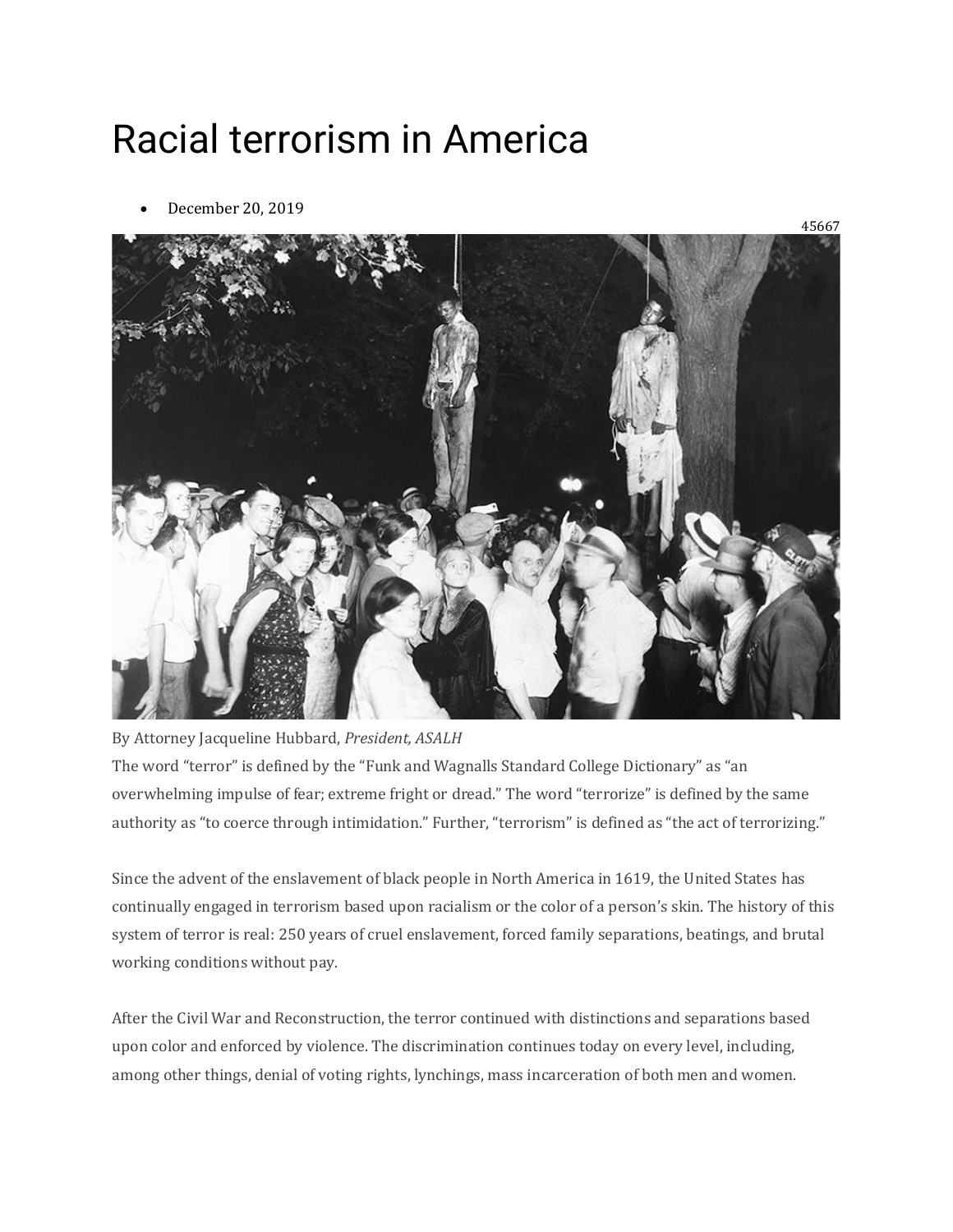# Racial terrorism in America

- December 20, 2019

45667

By Attorney Jacqueline Hubbard, *President, ASALH*

The word "terror" is defined by the "Funk and Wagnalls Standard College Dictionary" as "an overwhelming impulse of fear; extreme fright or dread." The word "terrorize" is defined by the same authority as "to coerce through intimidation." Further, "terrorism" is defined as "the act of terrorizing."

Since the advent of the enslavement of black people in North America in 1619, the United States has continually engaged in terrorism based upon racialism or the color of a person's skin. The history of this system of terror is real: 250 years of cruel enslavement, forced family separations, beatings, and brutal working conditions without pay.

After the Civil War and Reconstruction, the terror continued with distinctions and separations based upon color and enforced by violence. The discrimination continues today on every level, including, among other things, denial of voting rights, lynchings, mass incarceration of both men and women.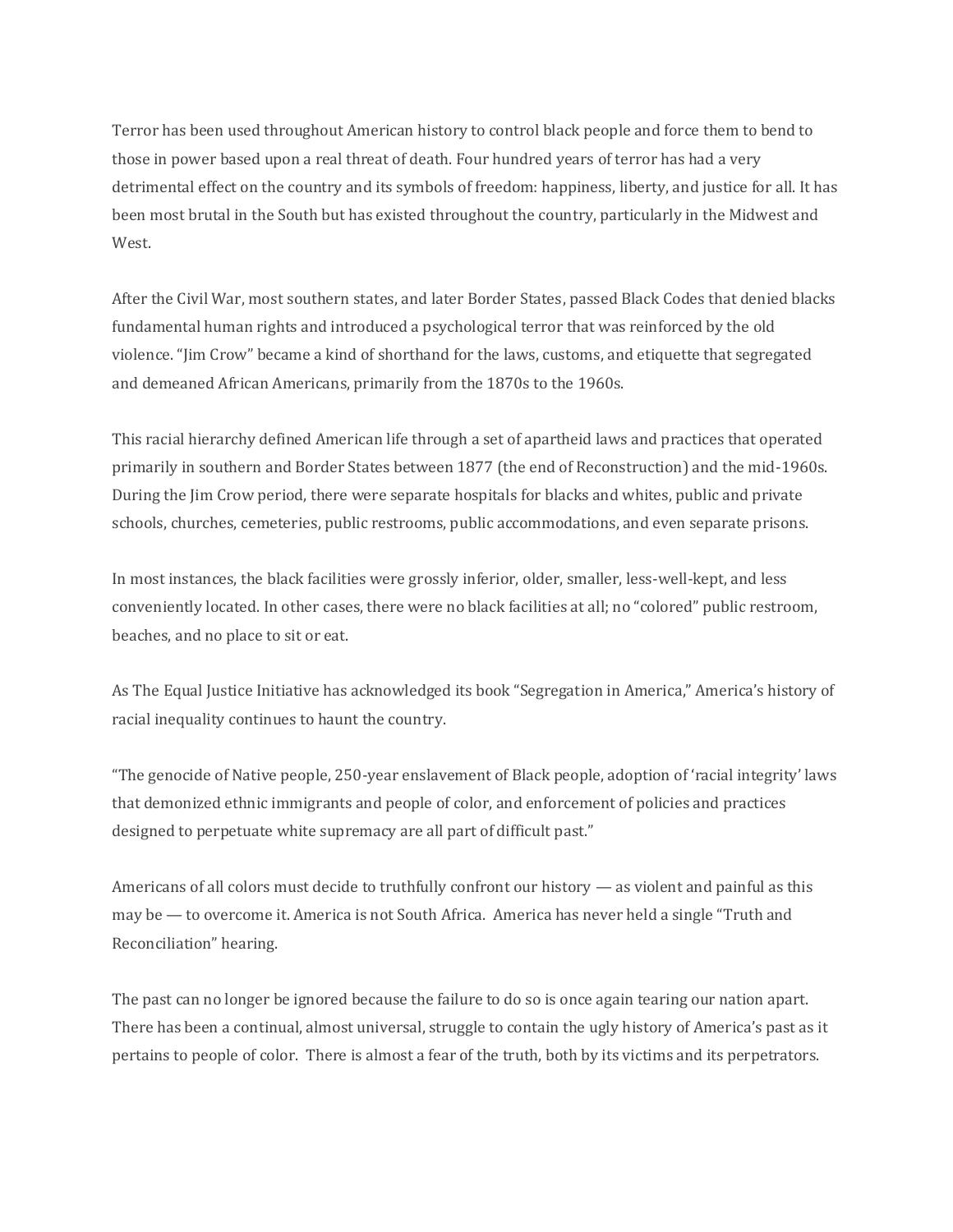Terror has been used throughout American history to control black people and force them to bend to those in power based upon a real threat of death. Four hundred years of terror has had a very detrimental effect on the country and its symbols of freedom: happiness, liberty, and justice for all. It has been most brutal in the South but has existed throughout the country, particularly in the Midwest and West.

After the Civil War, most southern states, and later Border States, passed Black Codes that denied blacks fundamental human rights and introduced a psychological terror that was reinforced by the old violence. "Jim Crow" became a kind of shorthand for the laws, customs, and etiquette that segregated and demeaned African Americans, primarily from the 1870s to the 1960s.

This racial hierarchy defined American life through a set of apartheid laws and practices that operated primarily in southern and Border States between 1877 (the end of Reconstruction) and the mid-1960s. During the Jim Crow period, there were separate hospitals for blacks and whites, public and private schools, churches, cemeteries, public restrooms, public accommodations, and even separate prisons.

In most instances, the black facilities were grossly inferior, older, smaller, less-well-kept, and less conveniently located. In other cases, there were no black facilities at all; no "colored" public restroom, beaches, and no place to sit or eat.

As The Equal Justice Initiative has acknowledged its book "Segregation in America," America's history of racial inequality continues to haunt the country.

"The genocide of Native people, 250-year enslavement of Black people, adoption of 'racial integrity' laws that demonized ethnic immigrants and people of color, and enforcement of policies and practices designed to perpetuate white supremacy are all part of difficult past."

Americans of all colors must decide to truthfully confront our history — as violent and painful as this may be — to overcome it. America is not South Africa. America has never held a single "Truth and Reconciliation" hearing.

The past can no longer be ignored because the failure to do so is once again tearing our nation apart. There has been a continual, almost universal, struggle to contain the ugly history of America's past as it pertains to people of color. There is almost a fear of the truth, both by its victims and its perpetrators.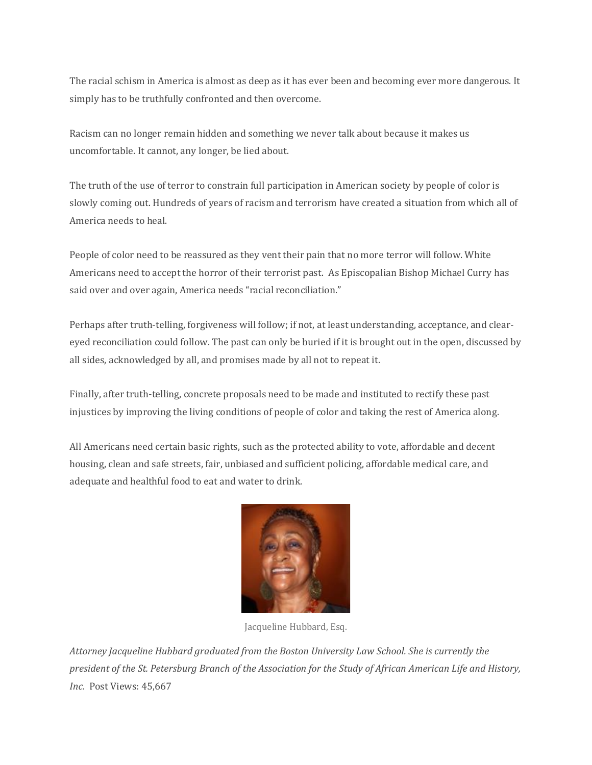The racial schism in America is almost as deep as it has ever been and becoming ever more dangerous. It simply has to be truthfully confronted and then overcome.

Racism can no longer remain hidden and something we never talk about because it makes us uncomfortable. It cannot, any longer, be lied about.

The truth of the use of terror to constrain full participation in American society by people of color is slowly coming out. Hundreds of years of racism and terrorism have created a situation from which all of America needs to heal.

People of color need to be reassured as they vent their pain that no more terror will follow. White Americans need to accept the horror of their terrorist past. As Episcopalian Bishop Michael Curry has said over and over again, America needs "racial reconciliation."

Perhaps after truth-telling, forgiveness will follow; if not, at least understanding, acceptance, and clear-eyed reconciliation could follow. The past can only be buried if it is brought out in the open, discussed by all sides, acknowledged by all, and promises made by all not to repeat it.

Finally, after truth-telling, concrete proposals need to be made and instituted to rectify these past injustices by improving the living conditions of people of color and taking the rest of America along.

All Americans need certain basic rights, such as the protected ability to vote, affordable and decent housing, clean and safe streets, fair, unbiased and sufficient policing, affordable medical care, and adequate and healthful food to eat and water to drink.

Jacqueline Hubbard, Esq.

*Attorney Jacqueline Hubbard graduated from the Boston University Law School. She is currently the president of the St. Petersburg Branch of the Association for the Study of African American Life and History, Inc.* Post Views: 45,667